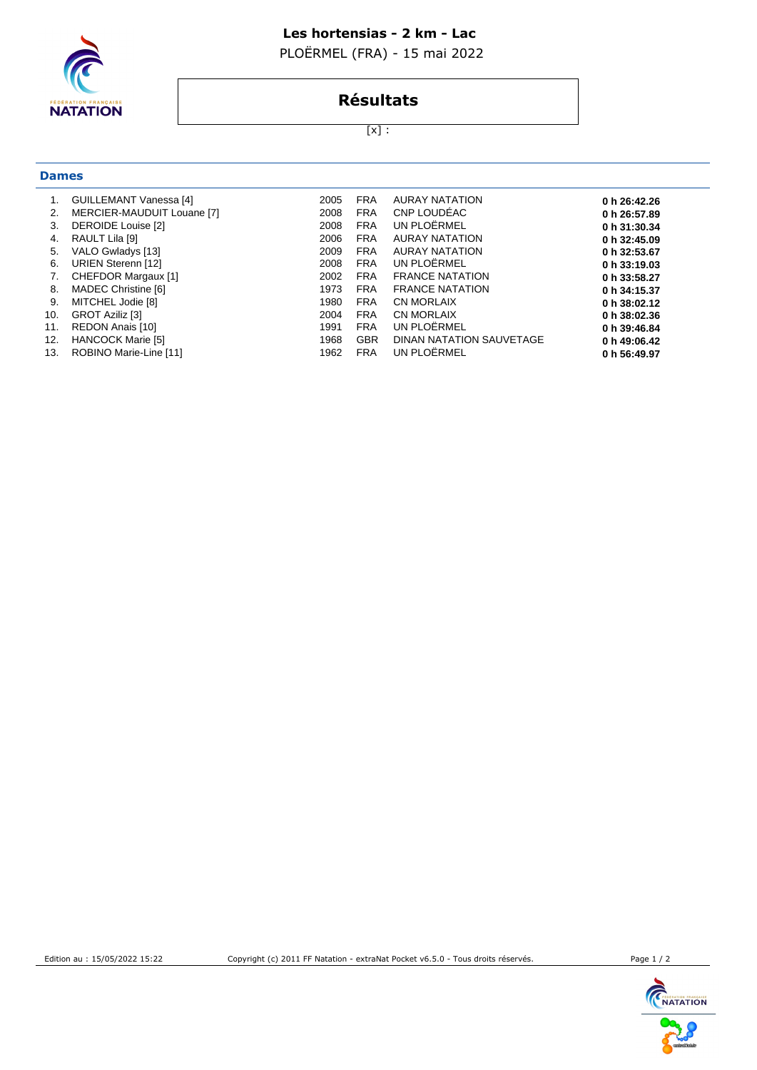# Les hortensias - 2 km - Lac

PLOËRMEL (FRA) - 15 mai 2022

## Résultats

[x] :

### Dames

| | | | | | |
|---|---|---|---|---|---|
| 1. | GUILLEMANT Vanessa [4] | 2005 | FRA | AURAY NATATION | **0 h 26:42.26** |
| 2. | MERCIER-MAUDUIT Louane [7] | 2008 | FRA | CNP LOUDÉAC | **0 h 26:57.89** |
| 3. | DEROIDE Louise [2] | 2008 | FRA | UN PLOËRMEL | **0 h 31:30.34** |
| 4. | RAULT Lila [9] | 2006 | FRA | AURAY NATATION | **0 h 32:45.09** |
| 5. | VALO Gwladys [13] | 2009 | FRA | AURAY NATATION | **0 h 32:53.67** |
| 6. | URIEN Sterenn [12] | 2008 | FRA | UN PLOËRMEL | **0 h 33:19.03** |
| 7. | CHEFDOR Margaux [1] | 2002 | FRA | FRANCE NATATION | **0 h 33:58.27** |
| 8. | MADEC Christine [6] | 1973 | FRA | FRANCE NATATION | **0 h 34:15.37** |
| 9. | MITCHEL Jodie [8] | 1980 | FRA | CN MORLAIX | **0 h 38:02.12** |
| 10. | GROT Aziliz [3] | 2004 | FRA | CN MORLAIX | **0 h 38:02.36** |
| 11. | REDON Anais [10] | 1991 | FRA | UN PLOËRMEL | **0 h 39:46.84** |
| 12. | HANCOCK Marie [5] | 1968 | GBR | DINAN NATATION SAUVETAGE | **0 h 49:06.42** |
| 13. | ROBINO Marie-Line [11] | 1962 | FRA | UN PLOËRMEL | **0 h 56:49.97** |

Edition au : 15/05/2022 15:22 Copyright (c) 2011 FF Natation - extraNat Pocket v6.5.0 - Tous droits réservés.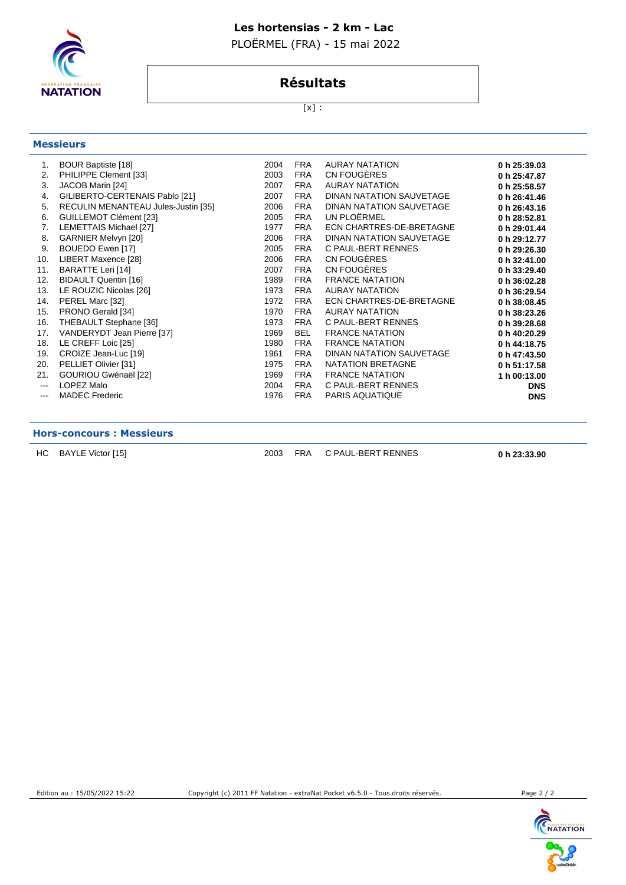**Les hortensias - 2 km - Lac**

PLOËRMEL (FRA) - 15 mai 2022

## Résultats

[x] :

### Messieurs

| | | | | | |
|---|---|---|---|---|---|
| 1. | BOUR Baptiste [18] | 2004 | FRA | AURAY NATATION | **0 h 25:39.03** |
| 2. | PHILIPPE Clement [33] | 2003 | FRA | CN FOUGÈRES | **0 h 25:47.87** |
| 3. | JACOB Marin [24] | 2007 | FRA | AURAY NATATION | **0 h 25:58.57** |
| 4. | GILIBERTO-CERTENAIS Pablo [21] | 2007 | FRA | DINAN NATATION SAUVETAGE | **0 h 26:41.46** |
| 5. | RECULIN MENANTEAU Jules-Justin [35] | 2006 | FRA | DINAN NATATION SAUVETAGE | **0 h 26:43.16** |
| 6. | GUILLEMOT Clément [23] | 2005 | FRA | UN PLOËRMEL | **0 h 28:52.81** |
| 7. | LEMETTAIS Michael [27] | 1977 | FRA | ECN CHARTRES-DE-BRETAGNE | **0 h 29:01.44** |
| 8. | GARNIER Melvyn [20] | 2006 | FRA | DINAN NATATION SAUVETAGE | **0 h 29:12.77** |
| 9. | BOUEDO Ewen [17] | 2005 | FRA | C PAUL-BERT RENNES | **0 h 29:26.30** |
| 10. | LIBERT Maxence [28] | 2006 | FRA | CN FOUGÈRES | **0 h 32:41.00** |
| 11. | BARATTE Leri [14] | 2007 | FRA | CN FOUGÈRES | **0 h 33:29.40** |
| 12. | BIDAULT Quentin [16] | 1989 | FRA | FRANCE NATATION | **0 h 36:02.28** |
| 13. | LE ROUZIC Nicolas [26] | 1973 | FRA | AURAY NATATION | **0 h 36:29.54** |
| 14. | PEREL Marc [32] | 1972 | FRA | ECN CHARTRES-DE-BRETAGNE | **0 h 38:08.45** |
| 15. | PRONO Gerald [34] | 1970 | FRA | AURAY NATATION | **0 h 38:23.26** |
| 16. | THEBAULT Stephane [36] | 1973 | FRA | C PAUL-BERT RENNES | **0 h 39:28.68** |
| 17. | VANDERYDT Jean Pierre [37] | 1969 | BEL | FRANCE NATATION | **0 h 40:20.29** |
| 18. | LE CREFF Loic [25] | 1980 | FRA | FRANCE NATATION | **0 h 44:18.75** |
| 19. | CROIZE Jean-Luc [19] | 1961 | FRA | DINAN NATATION SAUVETAGE | **0 h 47:43.50** |
| 20. | PELLIET Olivier [31] | 1975 | FRA | NATATION BRETAGNE | **0 h 51:17.58** |
| 21. | GOURIOU Gwénaël [22] | 1969 | FRA | FRANCE NATATION | **1 h 00:13.00** |
| --- | LOPEZ Malo | 2004 | FRA | C PAUL-BERT RENNES | **DNS** |
| --- | MADEC Frederic | 1976 | FRA | PARIS AQUATIQUE | **DNS** |

### Hors-concours : Messieurs

| | | | | | |
|---|---|---|---|---|---|
| HC | BAYLE Victor [15] | 2003 | FRA | C PAUL-BERT RENNES | **0 h 23:33.90** |

Edition au : 15/05/2022 15:22 Copyright (c) 2011 FF Natation - extraNat Pocket v6.5.0 - Tous droits réservés.